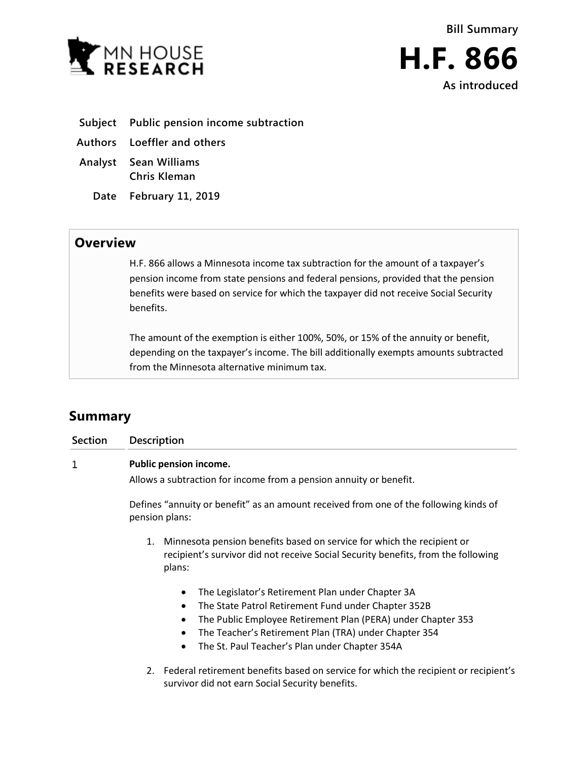Bill Summary

# H.F. 866

As introduced

**Subject** Public pension income subtraction

**Authors** Loeffler and others

**Analyst** Sean Williams
Chris Kleman

**Date** February 11, 2019

## Overview

H.F. 866 allows a Minnesota income tax subtraction for the amount of a taxpayer's pension income from state pensions and federal pensions, provided that the pension benefits were based on service for which the taxpayer did not receive Social Security benefits.

The amount of the exemption is either 100%, 50%, or 15% of the annuity or benefit, depending on the taxpayer's income. The bill additionally exempts amounts subtracted from the Minnesota alternative minimum tax.

## Summary

| Section | Description |
|---|---|
| 1 | **Public pension income.** |

Allows a subtraction for income from a pension annuity or benefit.

Defines "annuity or benefit" as an amount received from one of the following kinds of pension plans:

1. Minnesota pension benefits based on service for which the recipient or recipient's survivor did not receive Social Security benefits, from the following plans:
   - The Legislator's Retirement Plan under Chapter 3A
   - The State Patrol Retirement Fund under Chapter 352B
   - The Public Employee Retirement Plan (PERA) under Chapter 353
   - The Teacher's Retirement Plan (TRA) under Chapter 354
   - The St. Paul Teacher's Plan under Chapter 354A
2. Federal retirement benefits based on service for which the recipient or recipient's survivor did not earn Social Security benefits.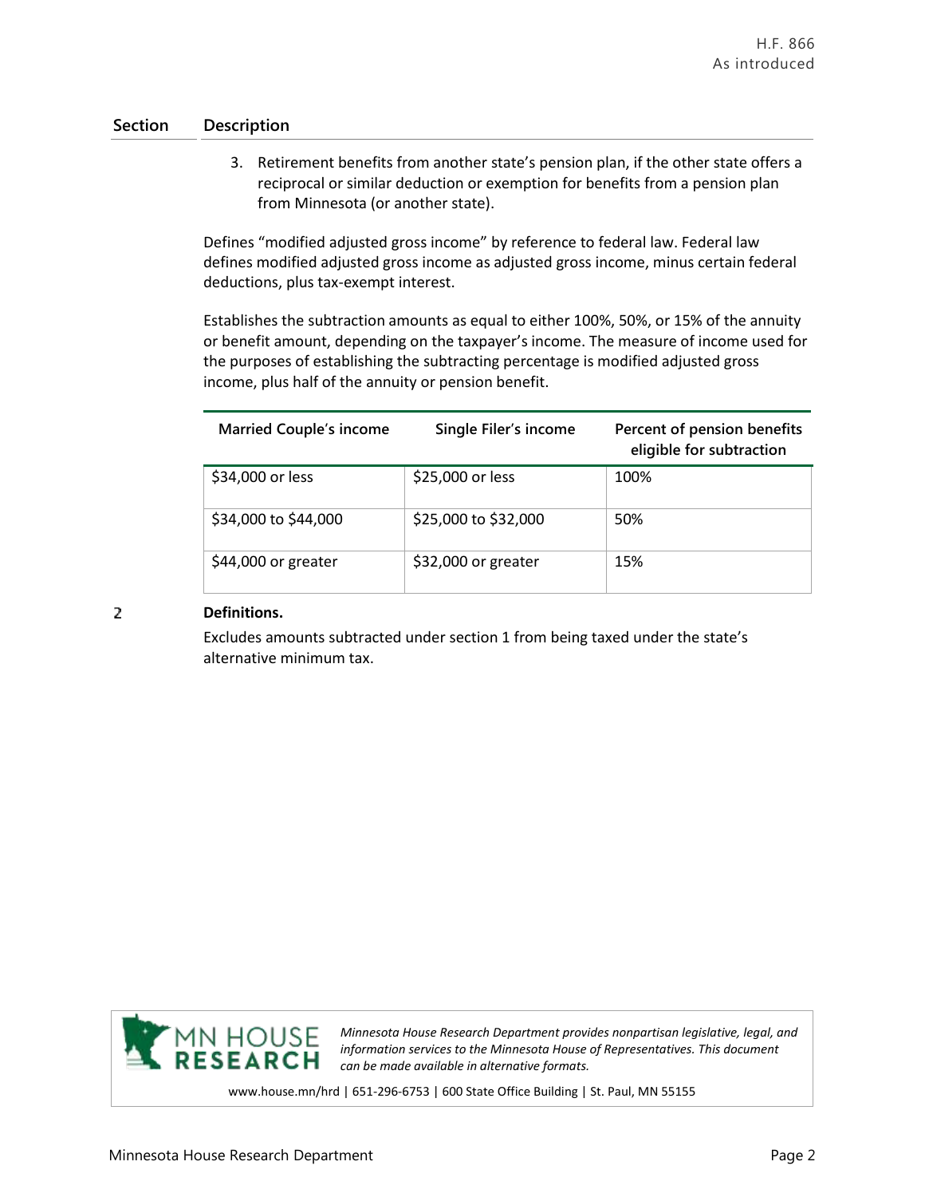| Section | Description |
|---|---|
| | 3. Retirement benefits from another state's pension plan, if the other state offers a reciprocal or similar deduction or exemption for benefits from a pension plan from Minnesota (or another state).<br><br>Defines "modified adjusted gross income" by reference to federal law. Federal law defines modified adjusted gross income as adjusted gross income, minus certain federal deductions, plus tax-exempt interest.<br><br>Establishes the subtraction amounts as equal to either 100%, 50%, or 15% of the annuity or benefit amount, depending on the taxpayer's income. The measure of income used for the purposes of establishing the subtracting percentage is modified adjusted gross income, plus half of the annuity or pension benefit. |

| Married Couple's income | Single Filer's income | Percent of pension benefits eligible for subtraction |
|---|---|---|
| $34,000 or less | $25,000 or less | 100% |
| $34,000 to $44,000 | $25,000 to $32,000 | 50% |
| $44,000 or greater | $32,000 or greater | 15% |

| Section | Description |
|---|---|
| 2 | **Definitions.**<br><br>Excludes amounts subtracted under section 1 from being taxed under the state's alternative minimum tax. |

MN HOUSE RESEARCH

*Minnesota House Research Department provides nonpartisan legislative, legal, and information services to the Minnesota House of Representatives. This document can be made available in alternative formats.*

www.house.mn/hrd | 651-296-6753 | 600 State Office Building | St. Paul, MN 55155